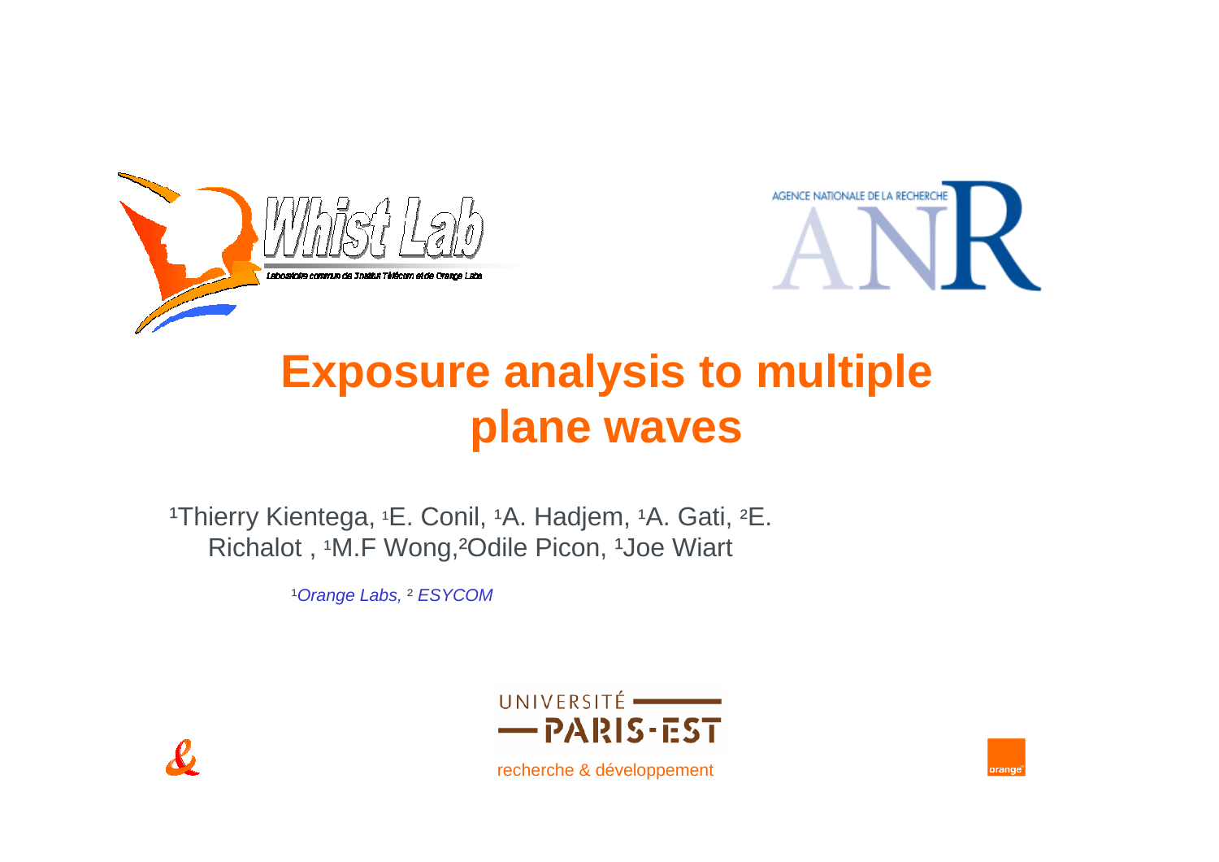# Exposure analysis to multiple plane waves

[1]Thierry Kientega, [1]E. Conil, [1]A. Hadjem, [1]A. Gati, [2]E. Richalot , [1]M.F Wong,[2]Odile Picon, [1]Joe Wiart

[1]*Orange Labs,* [2] *ESYCOM*

recherche & développement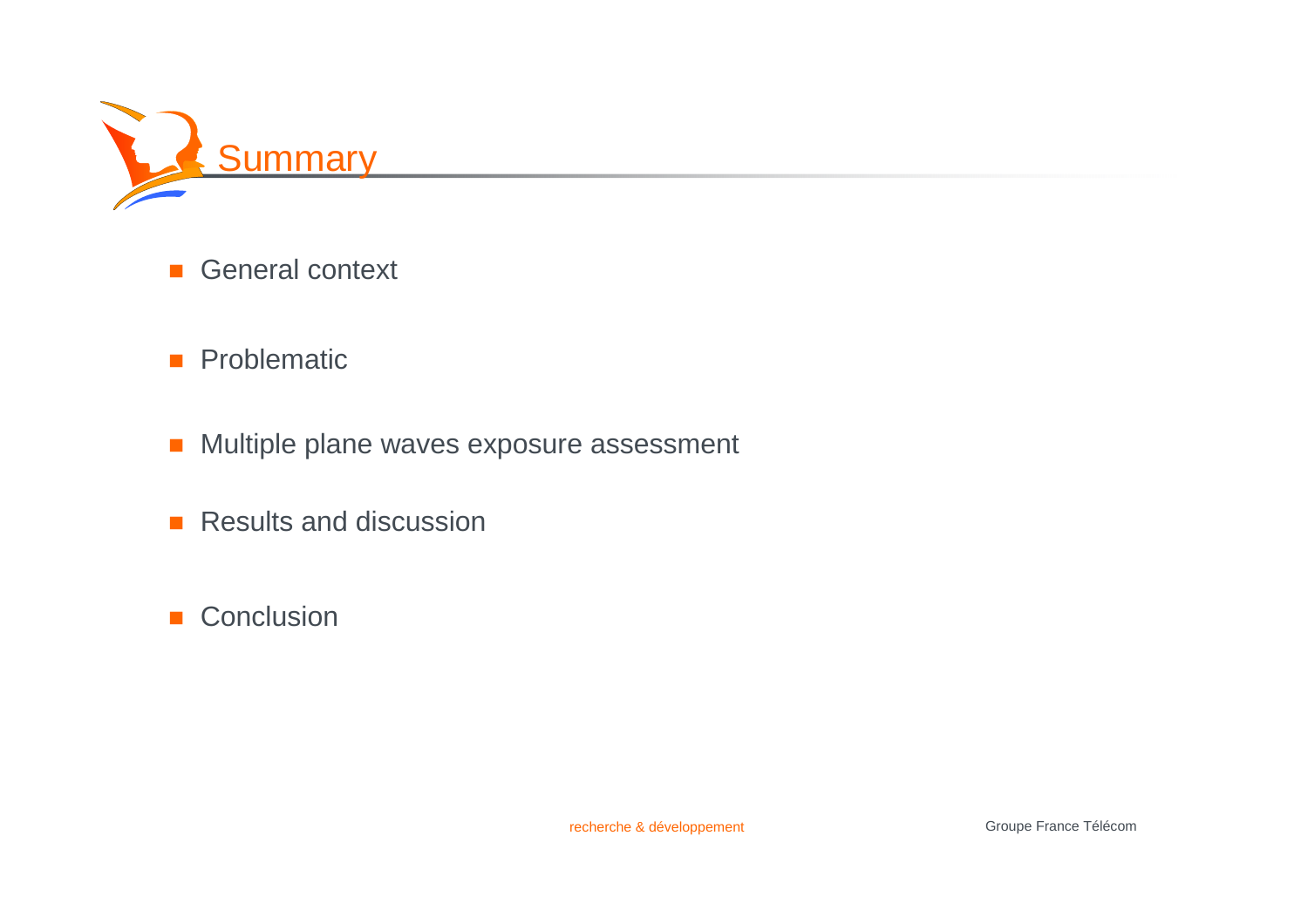# Summary

- General context
- Problematic
- Multiple plane waves exposure assessment
- Results and discussion
- Conclusion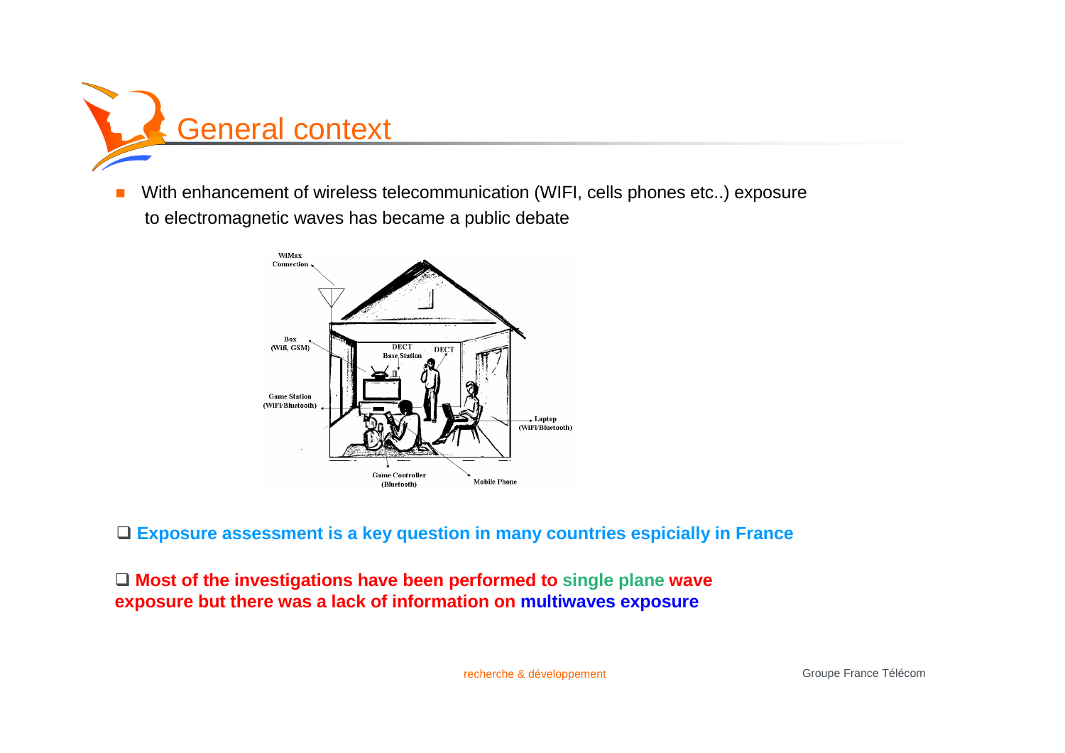# General context

- With enhancement of wireless telecommunication (WIFI, cells phones etc..) exposure to electromagnetic waves has became a public debate

WiMax Connection
Box (Wifi, GSM)
DECT Base Station
DECT
Game Station (WiFi/Bluetooth)
Laptop (WiFi/Bluetooth)
Game Controller (Bluetooth)
Mobile Phone

❑ **Exposure assessment is a key question in many countries espicially in France**

❑ **Most of the investigations have been performed to single plane wave exposure but there was a lack of information on multiwaves exposure**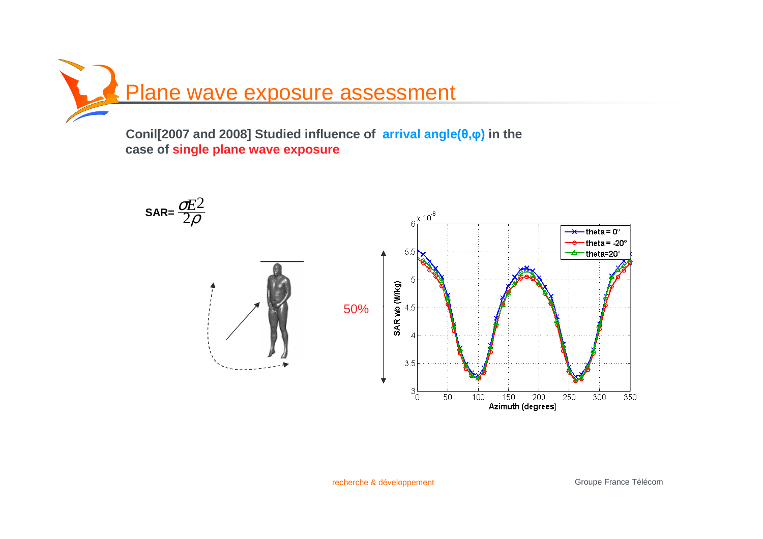# Plane wave exposure assessment

**Conil[2007 and 2008] Studied influence of arrival angle(θ,φ) in the case of single plane wave exposure**

**SAR=** $\frac{\sigma E^2}{2\rho}$

50%

x 10^-6

6

5.5

5

4.5

4

3.5

3

SAR wb (W/kg)

0

50

100

150

200

250

300

350

Azimuth (degrees)

theta = 0°

theta = -20°

theta=20°

recherche & développement

Groupe France Télécom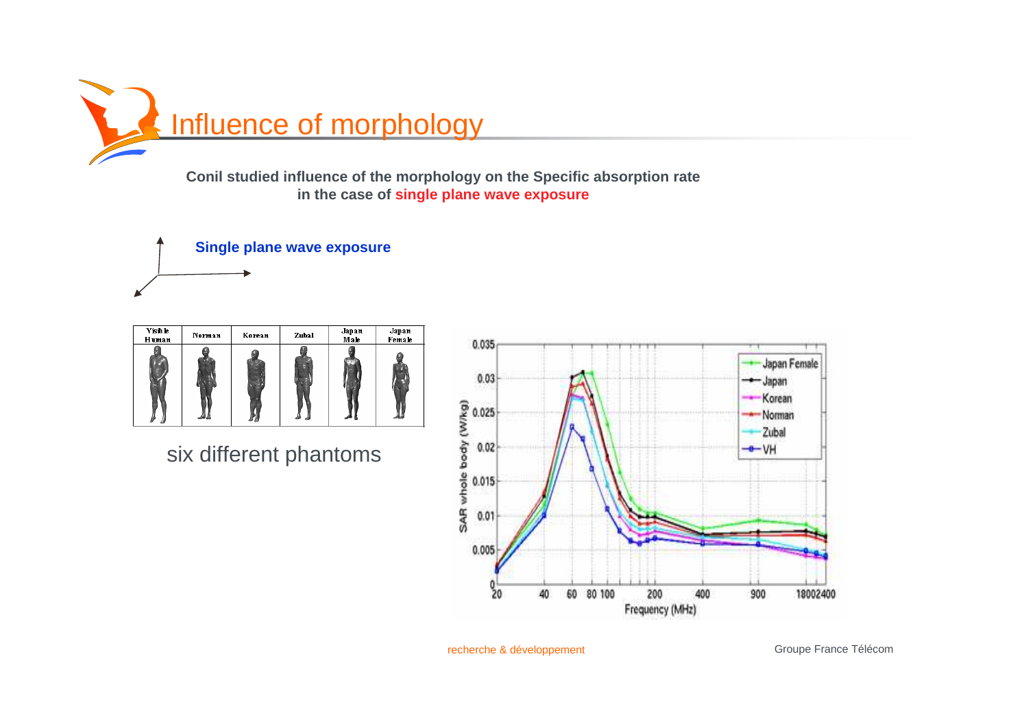# Influence of morphology

**Conil studied influence of the morphology on the Specific absorption rate in the case of single plane wave exposure**

**Single plane wave exposure**

| Visible Human | Norman | Korean | Zubal | Japan Male | Japan Female |
|---|---|---|---|---|---|

six different phantoms

SAR whole body (W/kg)

0.035
0.03
0.025
0.02
0.015
0.01
0.005
0

Frequency (MHz)

20 40 60 80 100 200 400 900 1800 2400

Japan Female
Japan
Korean
Norman
Zubal
VH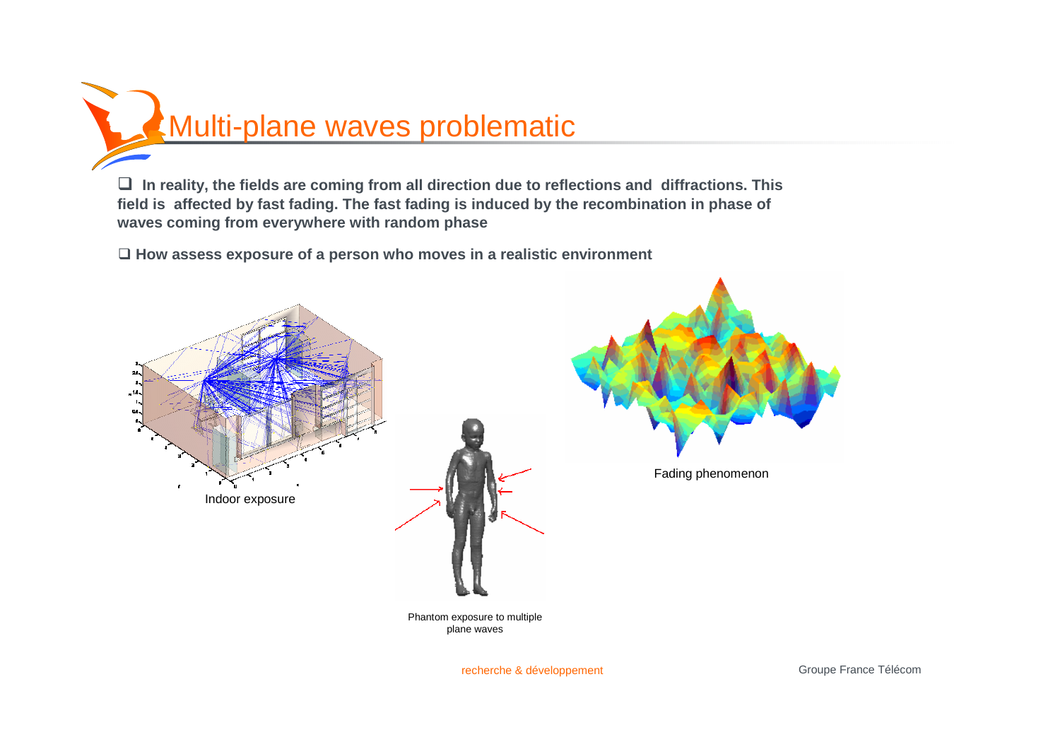# Multi-plane waves problematic

- **In reality, the fields are coming from all direction due to reflections and diffractions. This field is affected by fast fading. The fast fading is induced by the recombination in phase of waves coming from everywhere with random phase**

- **How assess exposure of a person who moves in a realistic environment**

Indoor exposure

Phantom exposure to multiple plane waves

Fading phenomenon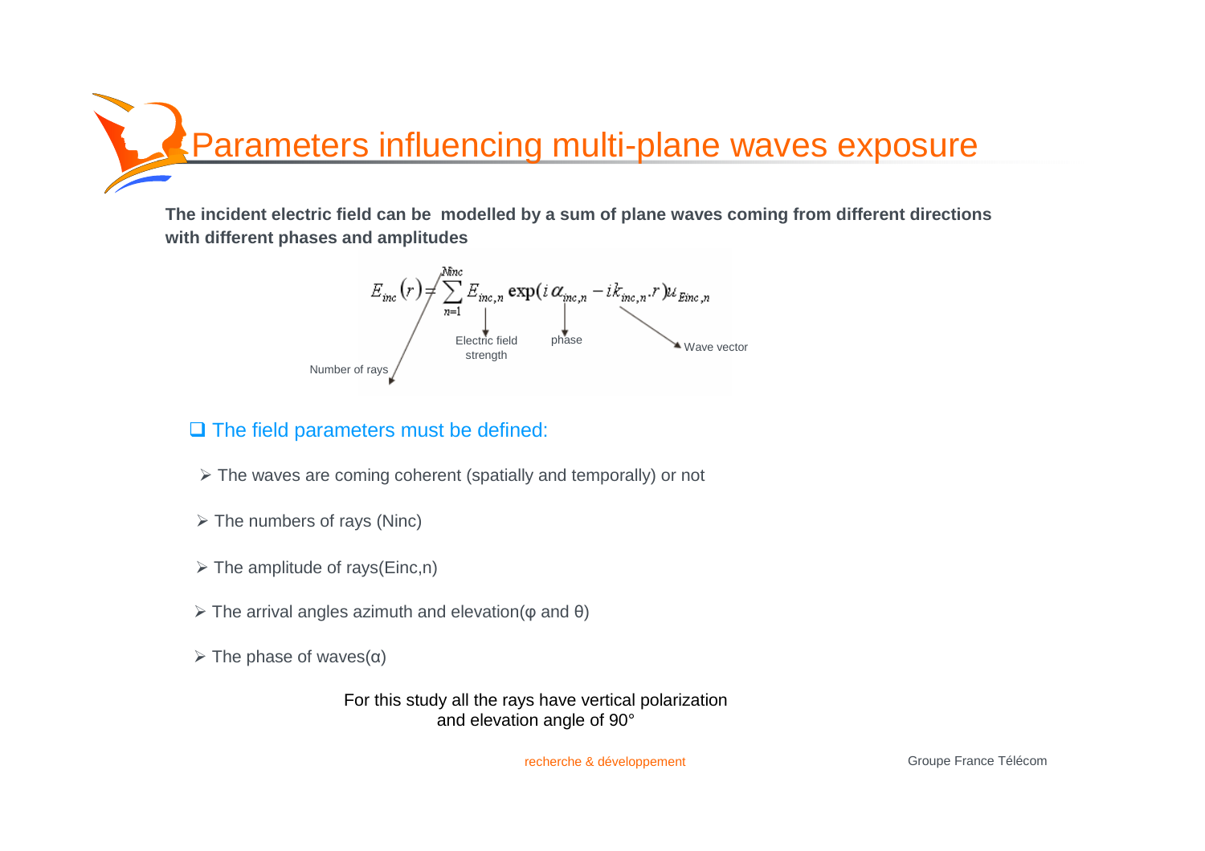# Parameters influencing multi-plane waves exposure

**The incident electric field can be modelled by a sum of plane waves coming from different directions with different phases and amplitudes**

$$E_{inc}(r) = \sum_{n=1}^{Ninc} E_{inc,n} \exp(i\,\alpha_{inc,n} - i k_{inc,n} . r) u_{Einc,n}$$

Number of rays

Electric field strength

phase

Wave vector

- The field parameters must be defined:
  - The waves are coming coherent (spatially and temporally) or not
  - The numbers of rays (Ninc)
  - The amplitude of rays(Einc,n)
  - The arrival angles azimuth and elevation(φ and θ)
  - The phase of waves(α)

For this study all the rays have vertical polarization and elevation angle of 90°

recherche & développement

Groupe France Télécom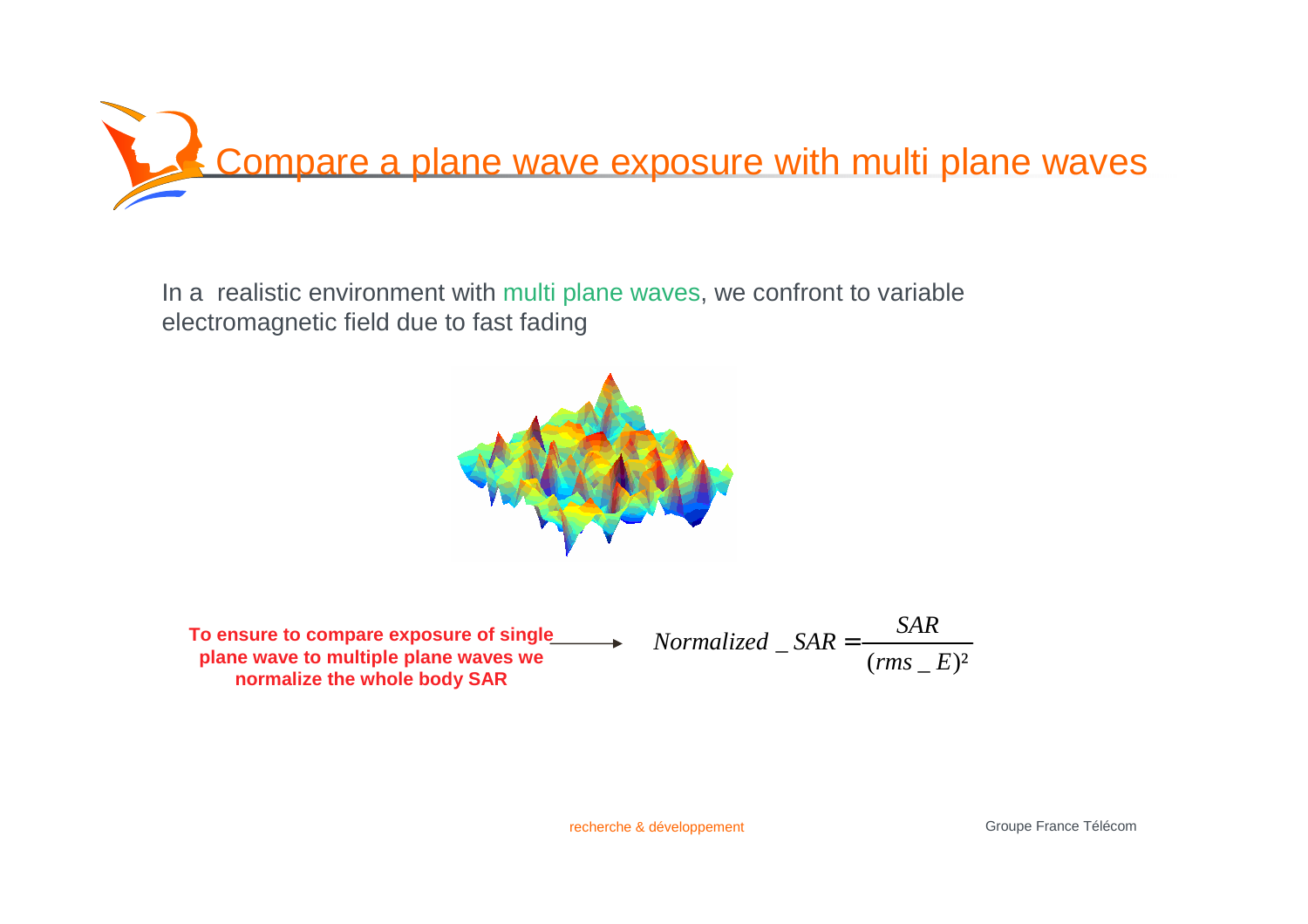# Compare a plane wave exposure with multi plane waves

In a realistic environment with multi plane waves, we confront to variable electromagnetic field due to fast fading

**To ensure to compare exposure of single plane wave to multiple plane waves we normalize the whole body SAR**

$$Normalized\_SAR = \frac{SAR}{(rms\_E)^2}$$

recherche & développement

Groupe France Télécom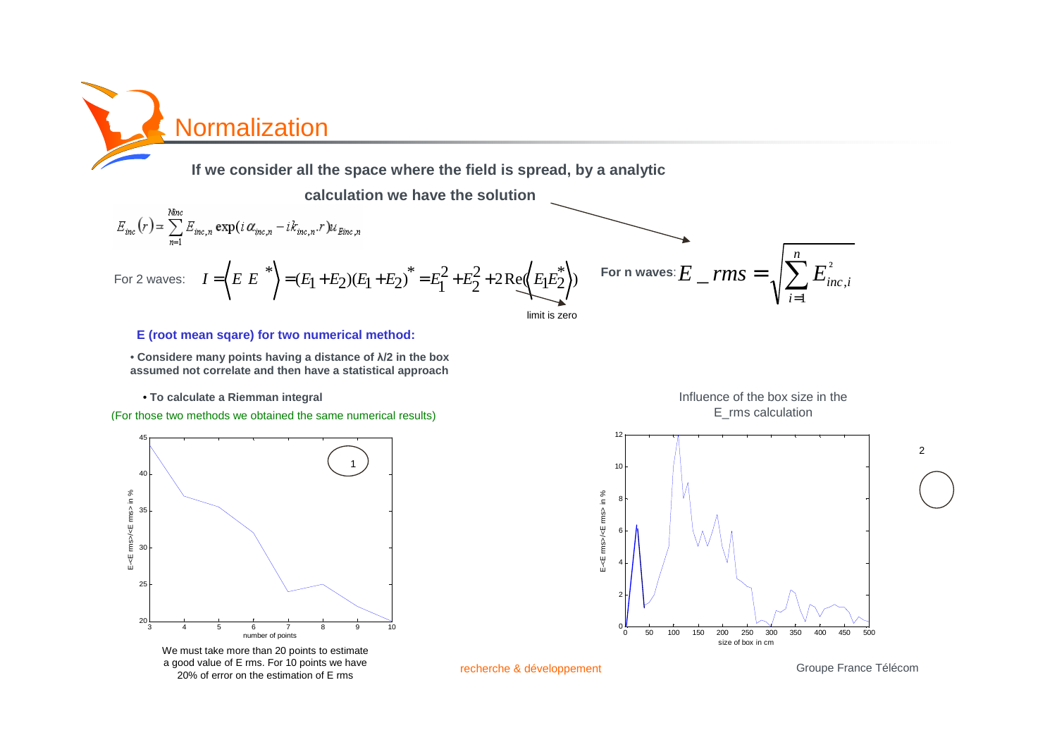# Normalization

**If we consider all the space where the field is spread, by a analytic calculation we have the solution**

$$E_{inc}(r) = \sum_{n=1}^{Ninc} E_{inc,n} \exp(i\,\alpha_{inc,n} - i k_{inc,n} . r) u_{Einc,n}$$

For 2 waves: $I = \langle E\, E^* \rangle = (E_1 + E_2)(E_1 + E_2)^* = E_1^2 + E_2^2 + 2\,\mathrm{Re}(\langle E_1 E_2^* \rangle)$

limit is zero

**For n waves**: $E\_rms = \sqrt{\sum_{i=1}^{n} E_{inc,i}^{2}}$

**E (root mean sqare) for two numerical method:**

- **Considere many points having a distance of λ/2 in the box assumed not correlate and then have a statistical approach**
- **To calculate a Riemman integral**

(For those two methods we obtained the same numerical results)

1

E-<E rms>/<E rms> in %

45
40
35
30
25
20

3 4 5 6 7 8 9 10

number of points

We must take more than 20 points to estimate a good value of E rms. For 10 points we have 20% of error on the estimation of E rms

Influence of the box size in the E_rms calculation

2

E-<E rms>/<E rms> in %

12
10
8
6
4
2
0

0 50 100 150 200 250 300 350 400 450 500

size of box in cm

recherche & développement

Groupe France Télécom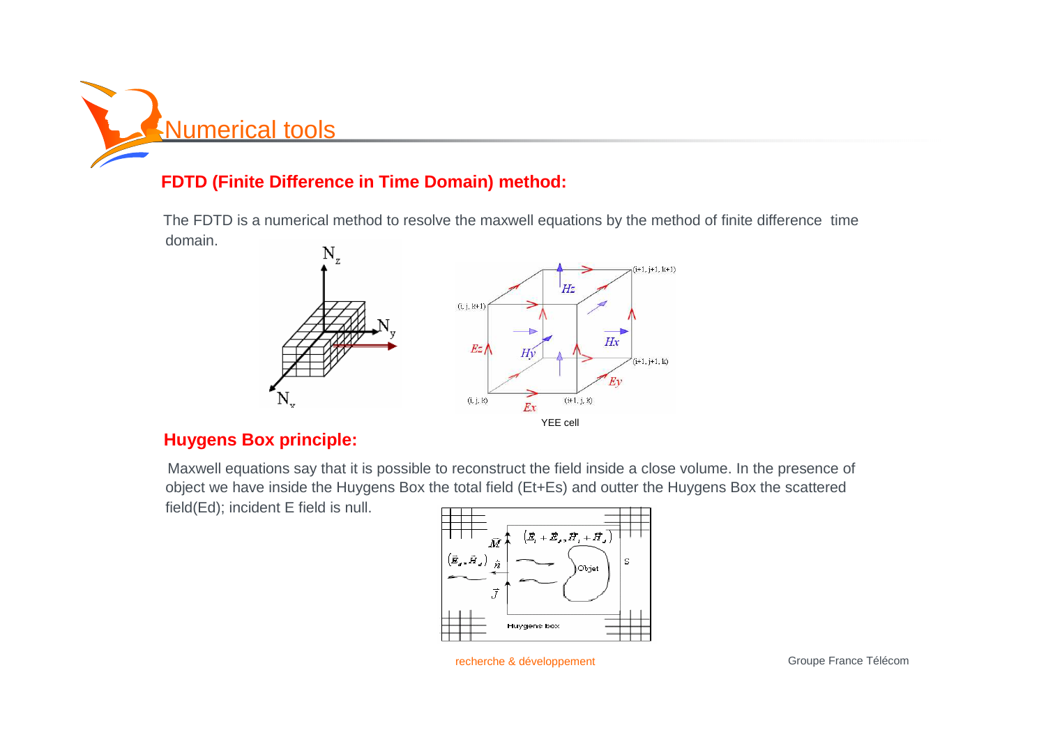# Numerical tools

## FDTD (Finite Difference in Time Domain) method:

The FDTD is a numerical method to resolve the maxwell equations by the method of finite difference time domain.

YEE cell

## Huygens Box principle:

Maxwell equations say that it is possible to reconstruct the field inside a close volume. In the presence of object we have inside the Huygens Box the total field (Et+Es) and outter the Huygens Box the scattered field(Ed); incident E field is null.

recherche & développement

Groupe France Télécom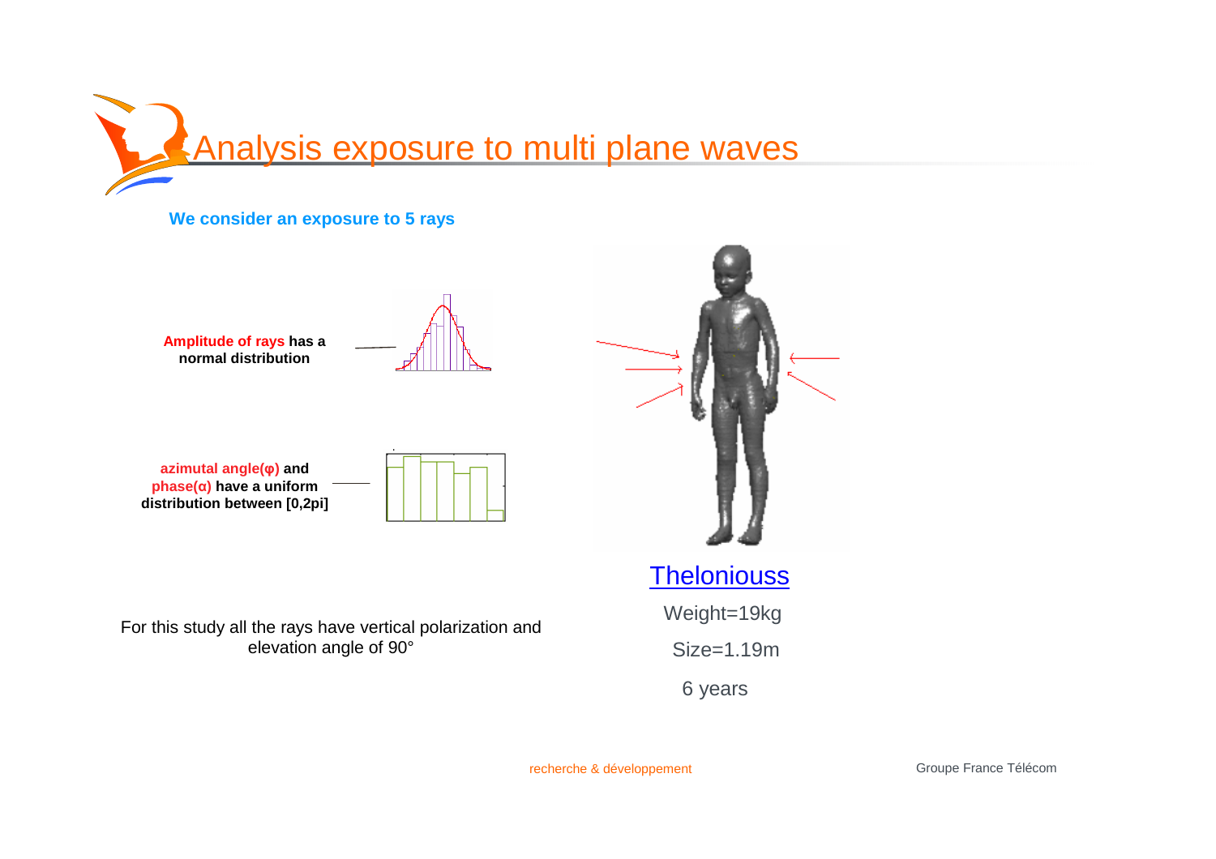# Analysis exposure to multi plane waves

**We consider an exposure to 5 rays**

**Amplitude of rays has a normal distribution**

**azimutal angle(φ) and phase(α) have a uniform distribution between [0,2pi]**

For this study all the rays have vertical polarization and elevation angle of 90°

Theloniouss

Weight=19kg

Size=1.19m

6 years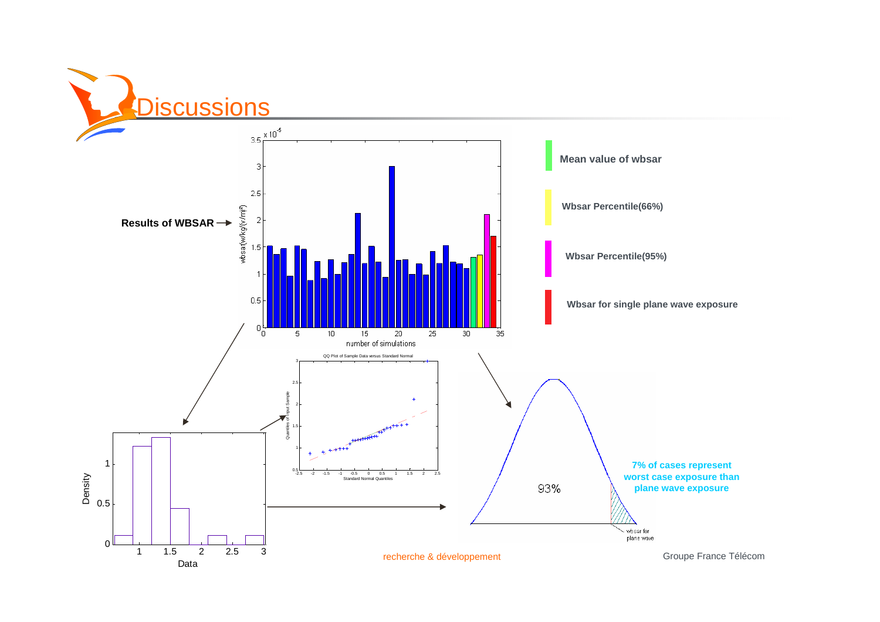# Discussions

Results of WBSAR

$x\ 10^{-5}$

wbsar(w/kg/(v/m²))

0 0.5 1 1.5 2 2.5 3 3.5

0 5 10 15 20 25 30 35

number of simulations

Mean value of wbsar

Wbsar Percentile(66%)

Wbsar Percentile(95%)

Wbsar for single plane wave exposure

QQ Plot of Sample Data versus Standard Normal

Quantiles of Input Sample

Standard Normal Quantiles

-2.5 -2 -1.5 -1 -0.5 0 0.5 1 1.5 2 2.5

0.5 1 1.5 2 2.5 3

Density

Data

0 0.5 1

1 1.5 2 2.5 3

93%

7% of cases represent worst case exposure than plane wave exposure

wbsar for plane wave

recherche & développement

Groupe France Télécom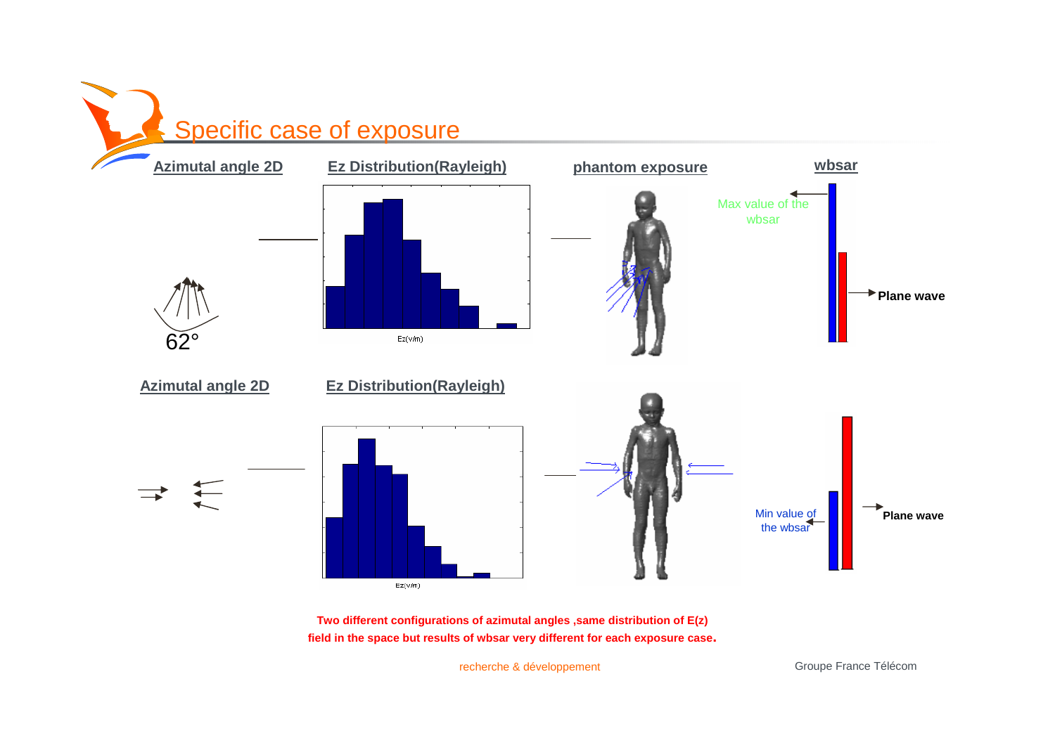# Specific case of exposure

**Azimutal angle 2D**

62°

**Ez Distribution(Rayleigh)**

Ez(v/m)

**phantom exposure**

**wbsar**

Max value of the wbsar

**Plane wave**

**Azimutal angle 2D**

**Ez Distribution(Rayleigh)**

Ez(v/m)

Min value of the wbsar

**Plane wave**

**Two different configurations of azimutal angles ,same distribution of E(z) field in the space but results of wbsar very different for each exposure case.**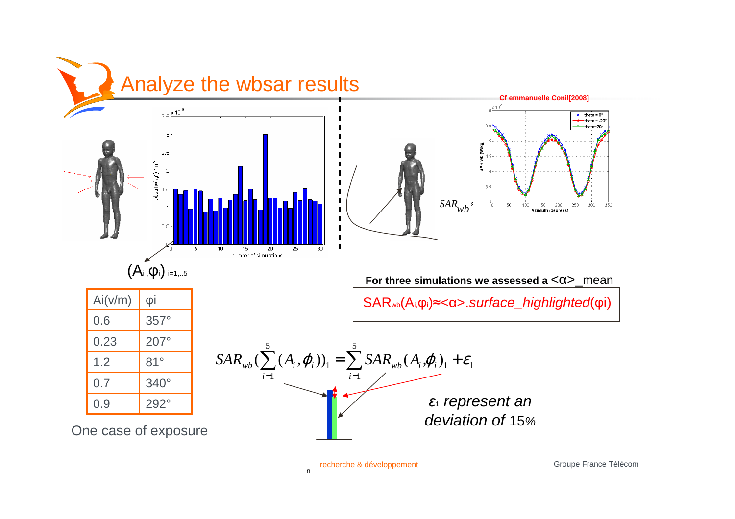# Analyze the wbsar results

**Cf emmanuelle Conil[2008]**

x 10^-5

wbsar(w/kg)/(v/m)^2

number of simulations

$SAR_{wb}$

x 10^-6

SAR wb (W/kg)

Azimuth (degrees)

theta = 0°

theta = -20°

theta=20°

$(A_i, \varphi_i)$ i=1,..5

| Ai(v/m) | φi |
|---|---|
| 0.6 | 357° |
| 0.23 | 207° |
| 1.2 | 81° |
| 0.7 | 340° |
| 0.9 | 292° |

One case of exposure

**For three simulations we assessed a <α>_mean**

$SAR_{wb}(A_i, \varphi_i) \approx <\alpha>.$*surface_highlighted*$(\varphi_i)$

$$SAR_{wb}\left(\sum_{i=1}^{5}(A_i, \phi_i)\right)_1 = \sum_{i=1}^{5} SAR_{wb}(A_i, \phi_i)_1 + \varepsilon_1$$

*$\varepsilon_1$ represent an deviation of* 15*%*

recherche & développement

Groupe France Télécom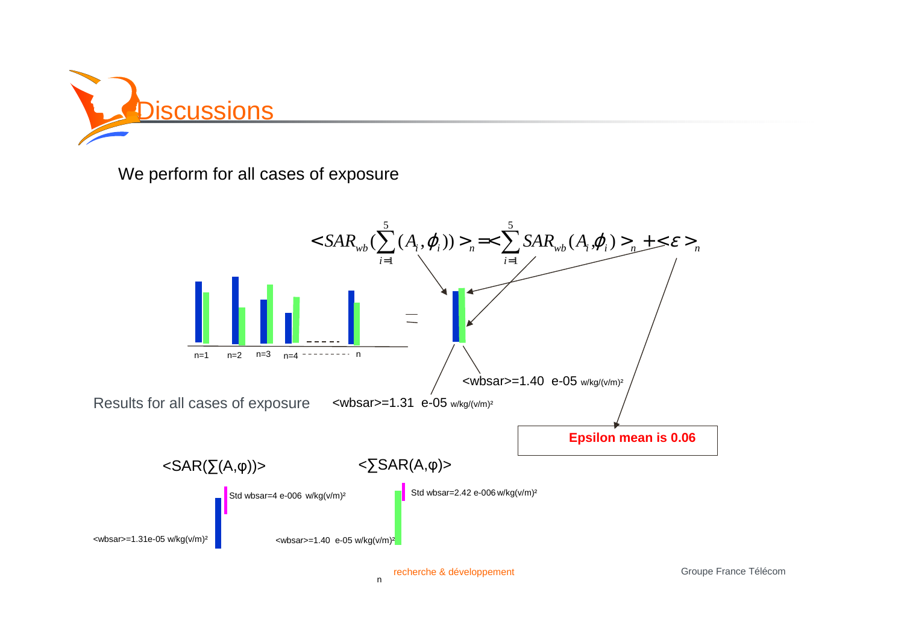# Discussions

We perform for all cases of exposure

$$< SAR_{wb}(\sum_{i=1}^{5}(A_i,\phi_i)) >_n = < \sum_{i=1}^{5} SAR_{wb}(A_i,\phi_i) >_n + < \varepsilon >_n$$

n=1 n=2 n=3 n=4 n

<wbsar>=1.40 e-05 w/kg/(v/m)²

Results for all cases of exposure

<wbsar>=1.31 e-05 w/kg/(v/m)²

**Epsilon mean is 0.06**

<SAR(∑(A,φ))>

<∑SAR(A,φ)>

Std wbsar=4 e-006 w/kg(v/m)²

Std wbsar=2.42 e-006 w/kg(v/m)²

<wbsar>=1.31e-05 w/kg(v/m)²

<wbsar>=1.40 e-05 w/kg(v/m)²

n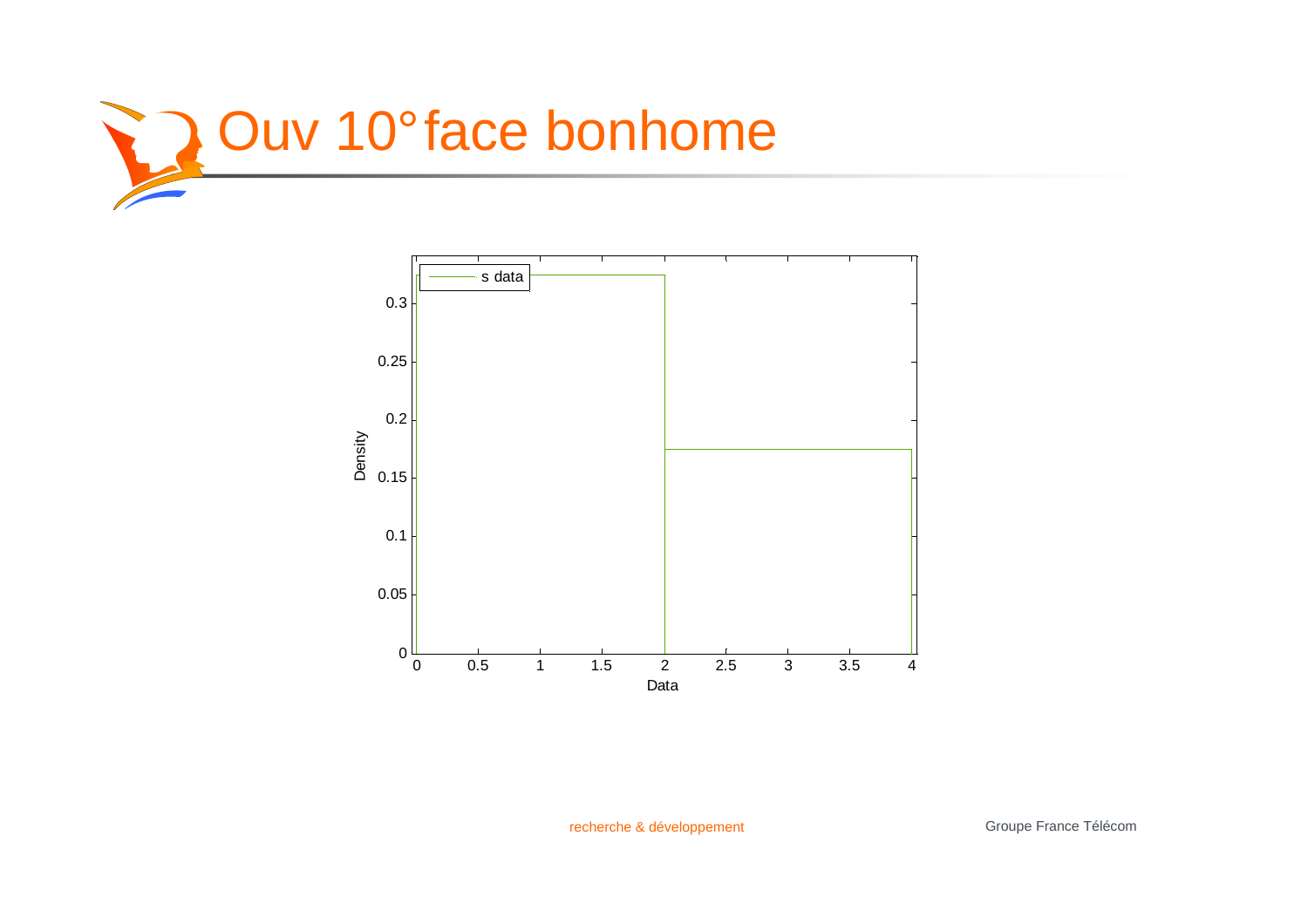# Ouv 10° face bonhome

s data

Density

0.3
0.25
0.2
0.15
0.1
0.05
0

0
0.5
1
1.5
2
2.5
3
3.5
4

Data

recherche & développement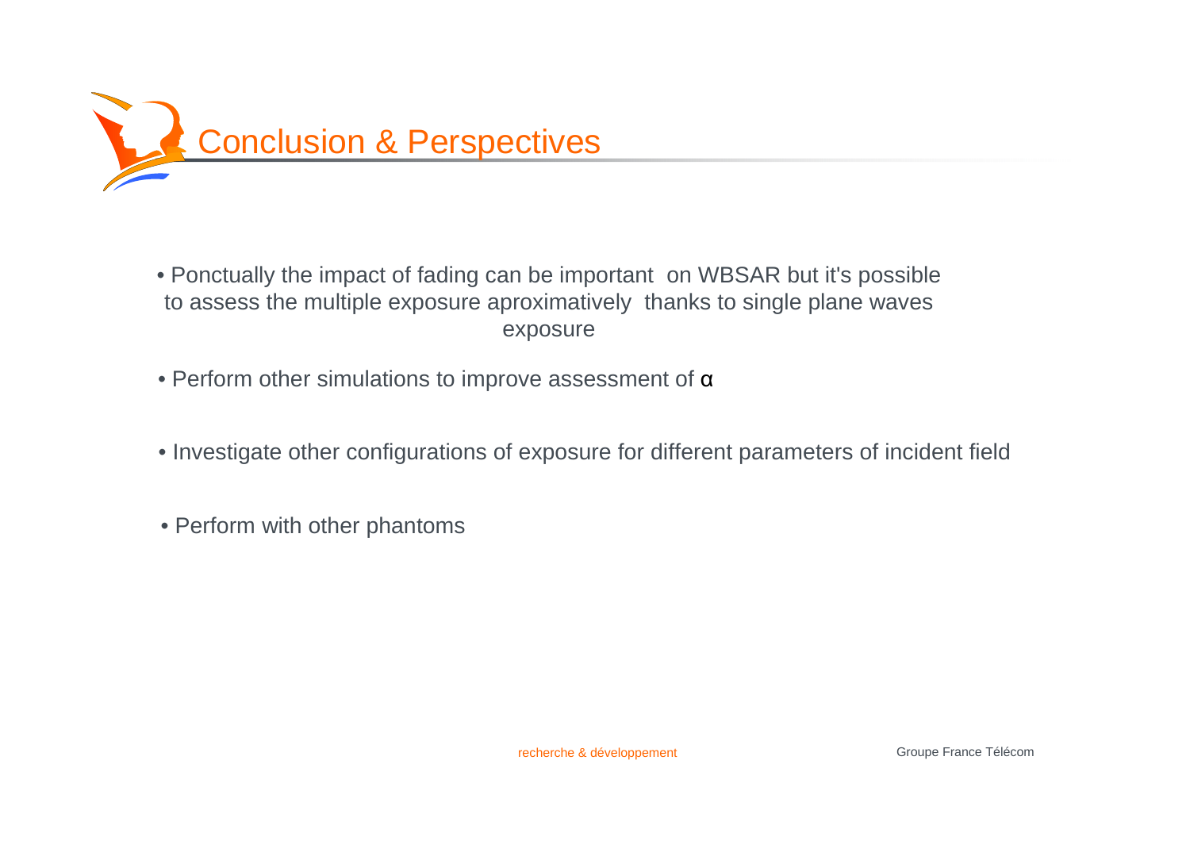# Conclusion & Perspectives

- Ponctually the impact of fading can be important on WBSAR but it's possible to assess the multiple exposure aproximatively thanks to single plane waves exposure
- Perform other simulations to improve assessment of $\alpha$
- Investigate other configurations of exposure for different parameters of incident field
- Perform with other phantoms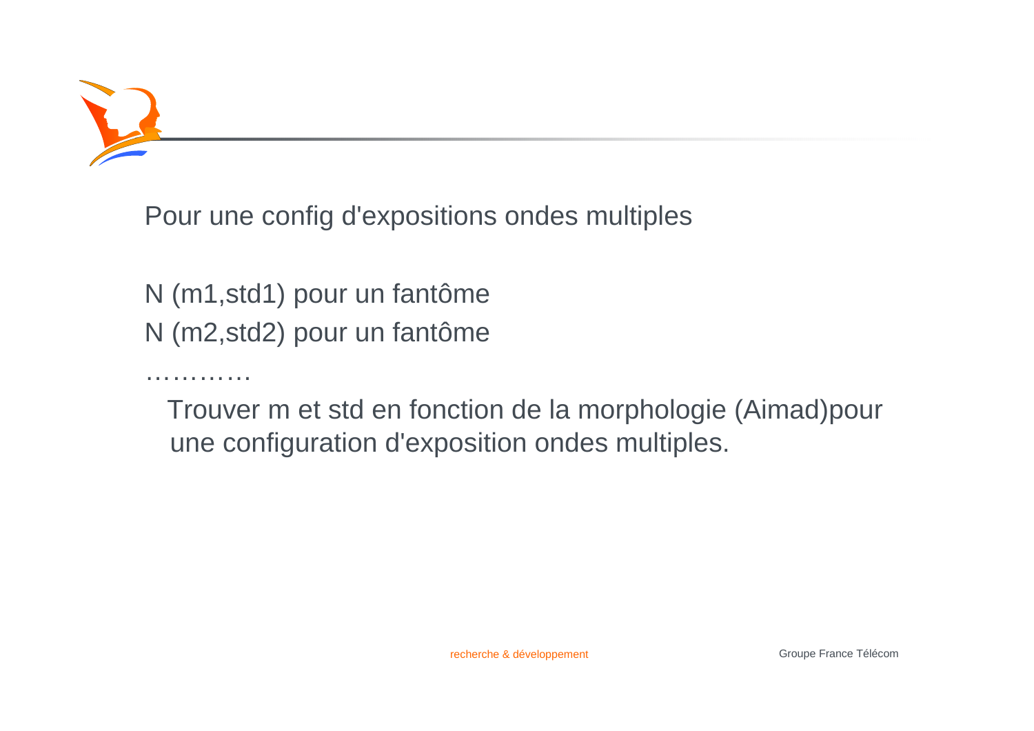Pour une config d'expositions ondes multiples

N (m1,std1) pour un fantôme

N (m2,std2) pour un fantôme

…………

Trouver m et std en fonction de la morphologie (Aimad)pour une configuration d'exposition ondes multiples.